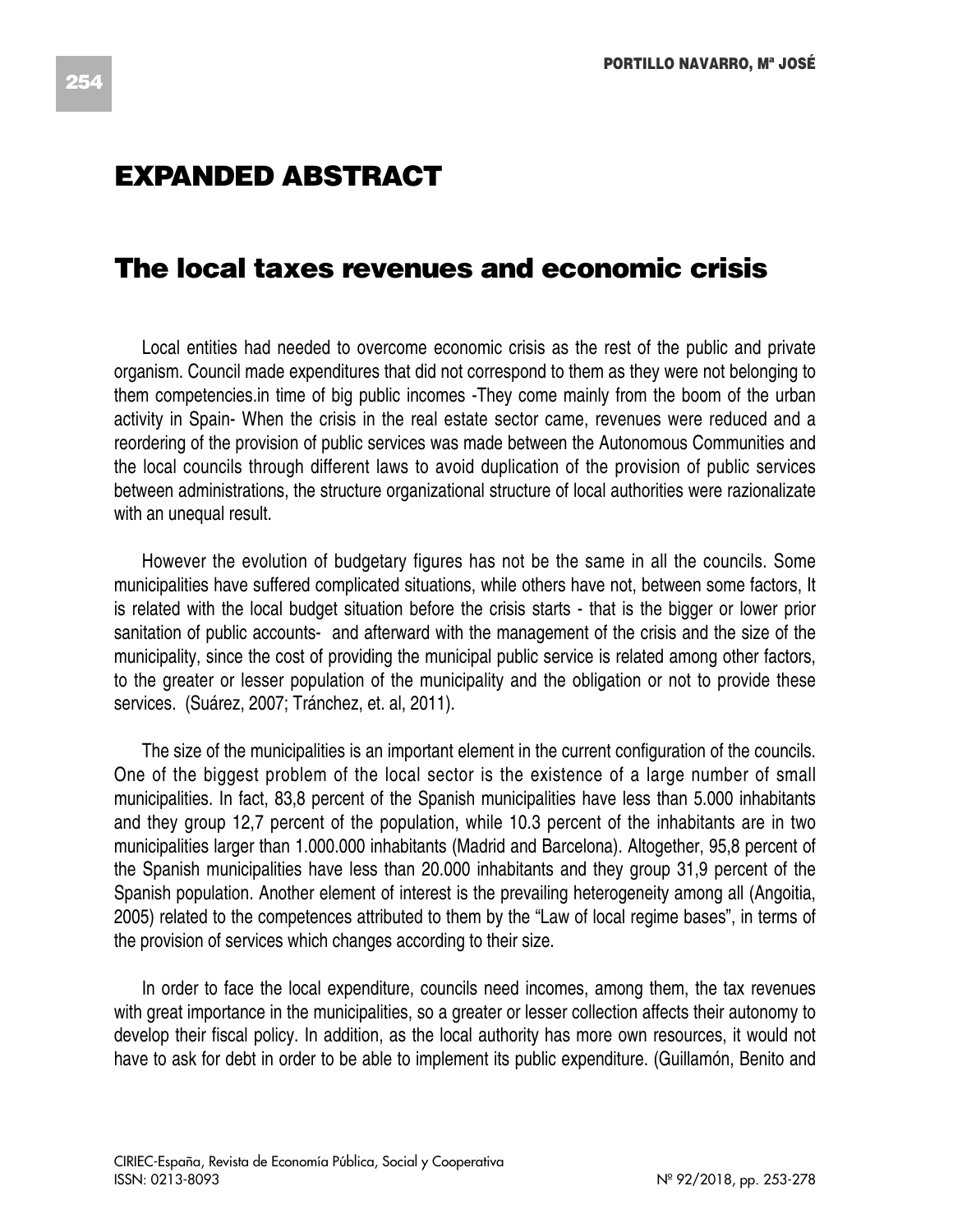# EXPANDED ABSTRACT

## The local taxes revenues and economic crisis

Local entities had needed to overcome economic crisis as the rest of the public and private organism. Council made expenditures that did not correspond to them as they were not belonging to them competencies.in time of big public incomes -They come mainly from the boom of the urban activity in Spain- When the crisis in the real estate sector came, revenues were reduced and a reordering of the provision of public services was made between the Autonomous Communities and the local councils through different laws to avoid duplication of the provision of public services between administrations, the structure organizational structure of local authorities were razionalizate with an unequal result.

However the evolution of budgetary figures has not be the same in all the councils. Some municipalities have suffered complicated situations, while others have not, between some factors, It is related with the local budget situation before the crisis starts - that is the bigger or lower prior sanitation of public accounts- and afterward with the management of the crisis and the size of the municipality, since the cost of providing the municipal public service is related among other factors, to the greater or lesser population of the municipality and the obligation or not to provide these services. (Suárez, 2007; Tránchez, et. al, 2011).

The size of the municipalities is an important element in the current configuration of the councils. One of the biggest problem of the local sector is the existence of a large number of small municipalities. In fact, 83,8 percent of the Spanish municipalities have less than 5.000 inhabitants and they group 12,7 percent of the population, while 10.3 percent of the inhabitants are in two municipalities larger than 1.000.000 inhabitants (Madrid and Barcelona). Altogether, 95,8 percent of the Spanish municipalities have less than 20.000 inhabitants and they group 31,9 percent of the Spanish population. Another element of interest is the prevailing heterogeneity among all (Angoitia, 2005) related to the competences attributed to them by the "Law of local regime bases", in terms of the provision of services which changes according to their size.

In order to face the local expenditure, councils need incomes, among them, the tax revenues with great importance in the municipalities, so a greater or lesser collection affects their autonomy to develop their fiscal policy. In addition, as the local authority has more own resources, it would not have to ask for debt in order to be able to implement its public expenditure. (Guillamón, Benito and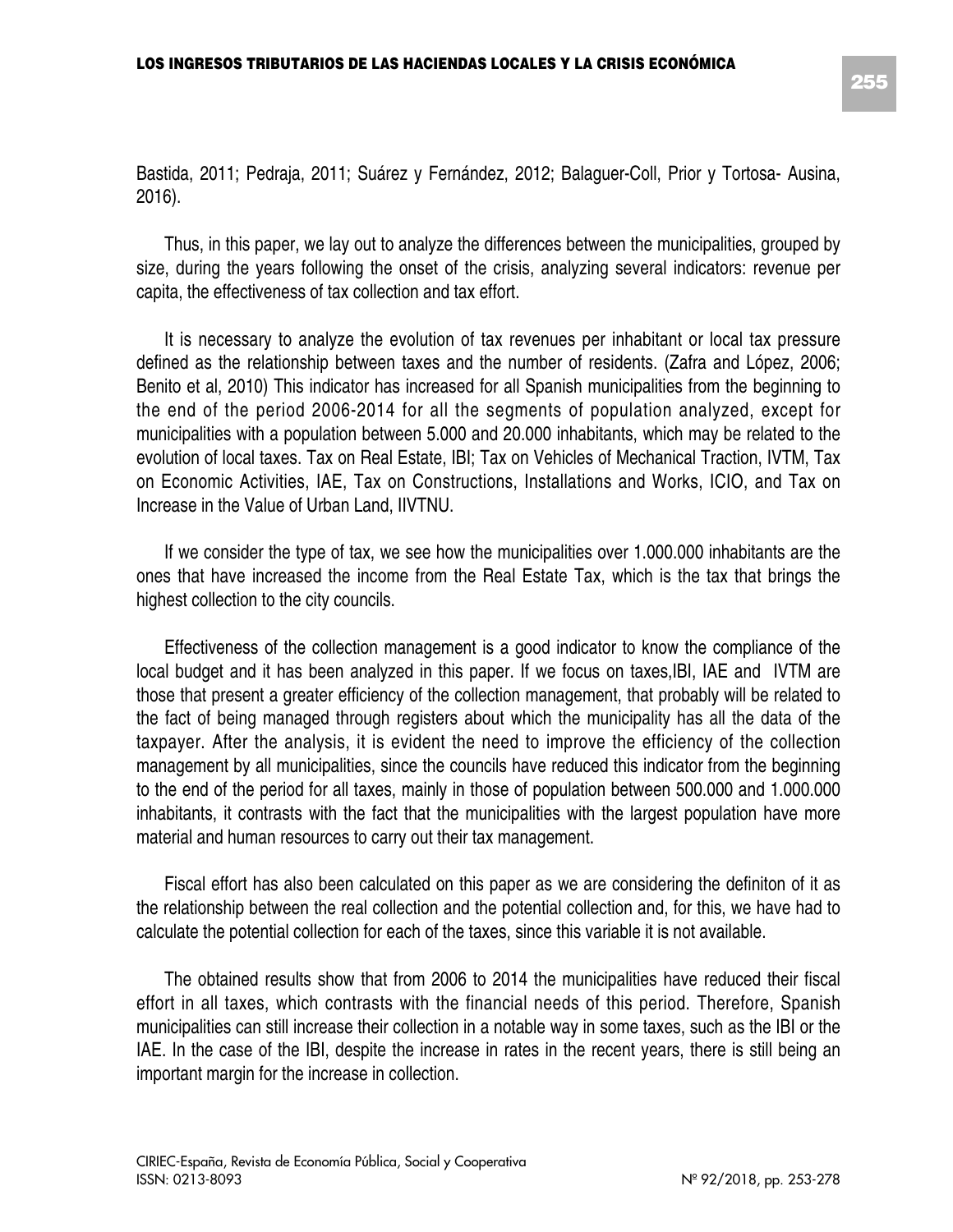Bastida, 2011; Pedraja, 2011; Suárez y Fernández, 2012; Balaguer-Coll, Prior y Tortosa- Ausina, 2016).

Thus, in this paper, we lay out to analyze the differences between the municipalities, grouped by size, during the years following the onset of the crisis, analyzing several indicators: revenue per capita, the effectiveness of tax collection and tax effort.

It is necessary to analyze the evolution of tax revenues per inhabitant or local tax pressure defined as the relationship between taxes and the number of residents. (Zafra and López, 2006; Benito et al, 2010) This indicator has increased for all Spanish municipalities from the beginning to the end of the period 2006-2014 for all the segments of population analyzed, except for municipalities with a population between 5.000 and 20.000 inhabitants, which may be related to the evolution of local taxes. Tax on Real Estate, IBI; Tax on Vehicles of Mechanical Traction, IVTM, Tax on Economic Activities, IAE, Tax on Constructions, Installations and Works, ICIO, and Tax on Increase in the Value of Urban Land, IIVTNU.

If we consider the type of tax, we see how the municipalities over 1.000.000 inhabitants are the ones that have increased the income from the Real Estate Tax, which is the tax that brings the highest collection to the city councils.

Effectiveness of the collection management is a good indicator to know the compliance of the local budget and it has been analyzed in this paper. If we focus on taxes,IBI, IAE and IVTM are those that present a greater efficiency of the collection management, that probably will be related to the fact of being managed through registers about which the municipality has all the data of the taxpayer. After the analysis, it is evident the need to improve the efficiency of the collection management by all municipalities, since the councils have reduced this indicator from the beginning to the end of the period for all taxes, mainly in those of population between 500.000 and 1.000.000 inhabitants, it contrasts with the fact that the municipalities with the largest population have more material and human resources to carry out their tax management.

Fiscal effort has also been calculated on this paper as we are considering the definiton of it as the relationship between the real collection and the potential collection and, for this, we have had to calculate the potential collection for each of the taxes, since this variable it is not available.

The obtained results show that from 2006 to 2014 the municipalities have reduced their fiscal effort in all taxes, which contrasts with the financial needs of this period. Therefore, Spanish municipalities can still increase their collection in a notable way in some taxes, such as the IBI or the IAE. In the case of the IBI, despite the increase in rates in the recent years, there is still being an important margin for the increase in collection.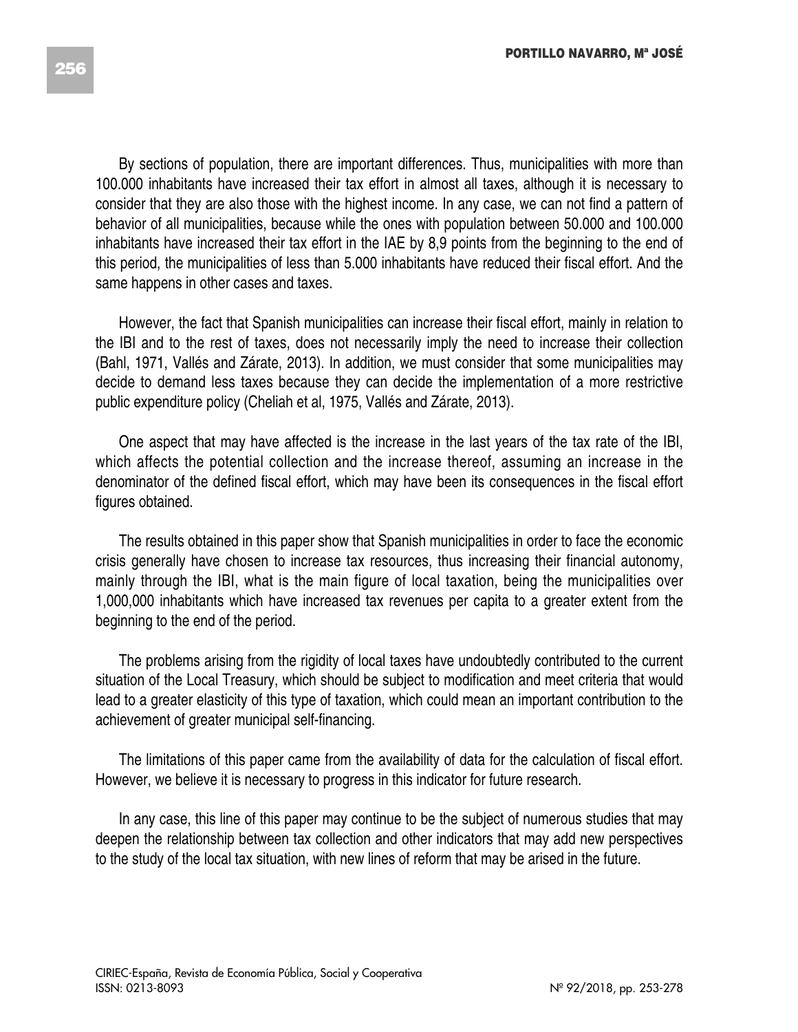By sections of population, there are important differences. Thus, municipalities with more than 100.000 inhabitants have increased their tax effort in almost all taxes, although it is necessary to consider that they are also those with the highest income. In any case, we can not find a pattern of behavior of all municipalities, because while the ones with population between 50.000 and 100.000 inhabitants have increased their tax effort in the IAE by 8,9 points from the beginning to the end of this period, the municipalities of less than 5.000 inhabitants have reduced their fiscal effort. And the same happens in other cases and taxes.

However, the fact that Spanish municipalities can increase their fiscal effort, mainly in relation to the IBI and to the rest of taxes, does not necessarily imply the need to increase their collection (Bahl, 1971, Vallés and Zárate, 2013). In addition, we must consider that some municipalities may decide to demand less taxes because they can decide the implementation of a more restrictive public expenditure policy (Cheliah et al, 1975, Vallés and Zárate, 2013).

One aspect that may have affected is the increase in the last years of the tax rate of the IBI, which affects the potential collection and the increase thereof, assuming an increase in the denominator of the defined fiscal effort, which may have been its consequences in the fiscal effort figures obtained.

The results obtained in this paper show that Spanish municipalities in order to face the economic crisis generally have chosen to increase tax resources, thus increasing their financial autonomy, mainly through the IBI, what is the main figure of local taxation, being the municipalities over 1,000,000 inhabitants which have increased tax revenues per capita to a greater extent from the beginning to the end of the period.

The problems arising from the rigidity of local taxes have undoubtedly contributed to the current situation of the Local Treasury, which should be subject to modification and meet criteria that would lead to a greater elasticity of this type of taxation, which could mean an important contribution to the achievement of greater municipal self-financing.

The limitations of this paper came from the availability of data for the calculation of fiscal effort. However, we believe it is necessary to progress in this indicator for future research.

In any case, this line of this paper may continue to be the subject of numerous studies that may deepen the relationship between tax collection and other indicators that may add new perspectives to the study of the local tax situation, with new lines of reform that may be arised in the future.